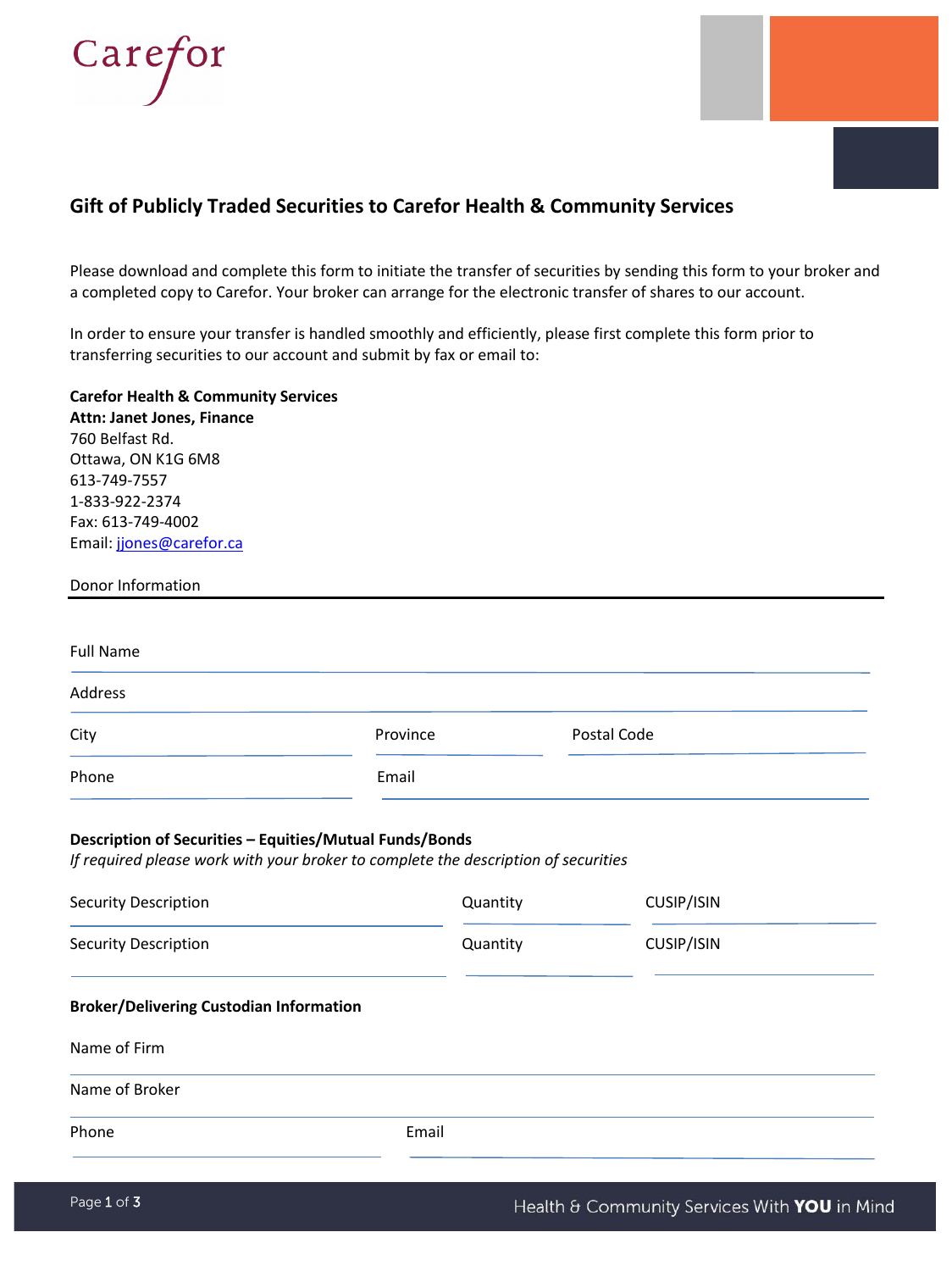Carefor

## Gift of Publicly Traded Securities to Carefor Health & Community Services

Please download and complete this form to initiate the transfer of securities by sending this form to your broker and a completed copy to Carefor. Your broker can arrange for the electronic transfer of shares to our account.

In order to ensure your transfer is handled smoothly and efficiently, please first complete this form prior to transferring securities to our account and submit by fax or email to:

**Carefor Health & Community Services**
**Attn: Janet Jones, Finance**
760 Belfast Rd.
Ottawa, ON K1G 6M8
613-749-7557
1-833-922-2374
Fax: 613-749-4002
Email: jjones@carefor.ca

### Donor Information

Full Name ____________________________________________

Address ____________________________________________

City ________________ Province ________________ Postal Code ________________

Phone ________________ Email ________________________

### Description of Securities – Equities/Mutual Funds/Bonds

*If required please work with your broker to complete the description of securities*

Security Description ________________ Quantity ________________ CUSIP/ISIN ________________

Security Description ________________ Quantity ________________ CUSIP/ISIN ________________

### Broker/Delivering Custodian Information

Name of Firm ____________________________________________

Name of Broker ____________________________________________

Phone ________________ Email ________________________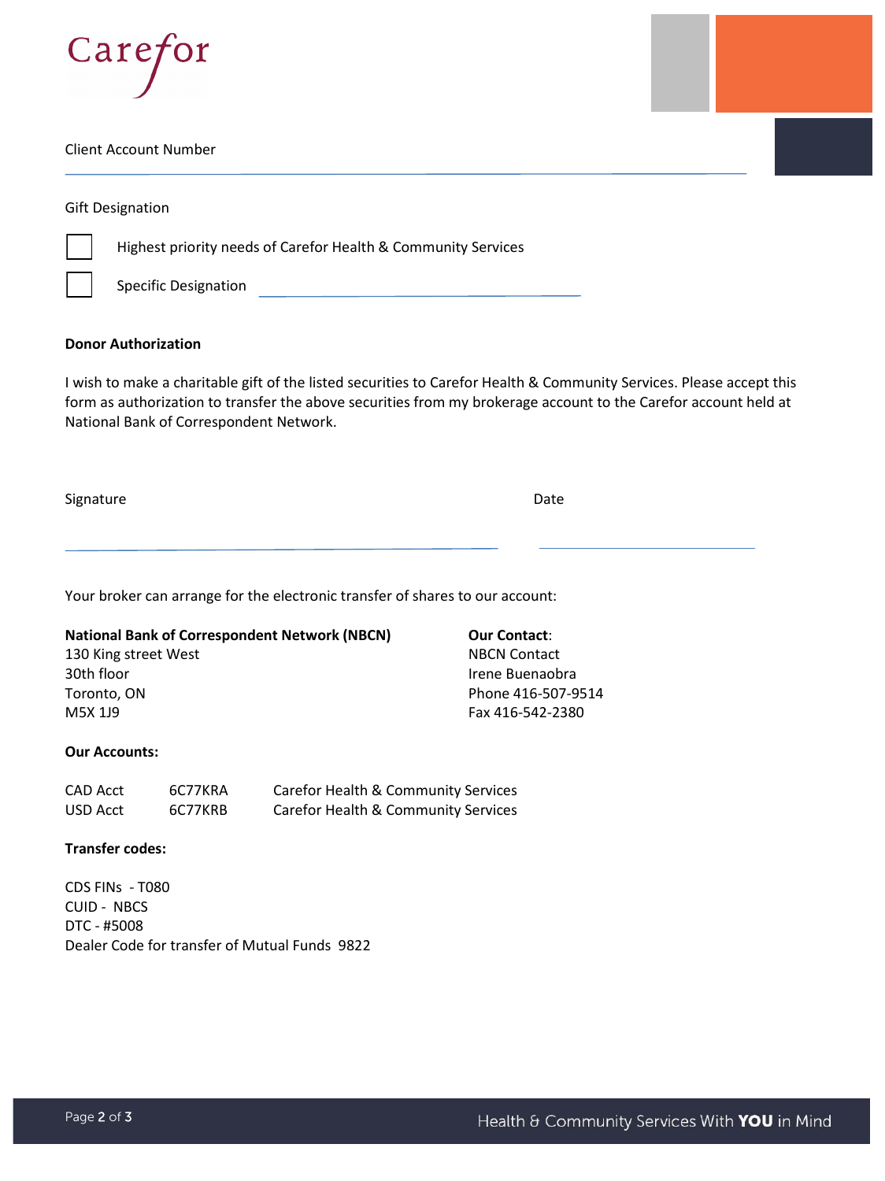Client Account Number

______________________________________________

Gift Designation

☐ Highest priority needs of Carefor Health & Community Services

☐ Specific Designation ______________________________

**Donor Authorization**

I wish to make a charitable gift of the listed securities to Carefor Health & Community Services. Please accept this form as authorization to transfer the above securities from my brokerage account to the Carefor account held at National Bank of Correspondent Network.

Signature ______________________________ Date ______________________________

Your broker can arrange for the electronic transfer of shares to our account:

**National Bank of Correspondent Network (NBCN)**
130 King street West
30th floor
Toronto, ON
M5X 1J9

**Our Contact**:
NBCN Contact
Irene Buenaobra
Phone 416-507-9514
Fax 416-542-2380

**Our Accounts:**

| | | |
|---|---|---|
| CAD Acct | 6C77KRA | Carefor Health & Community Services |
| USD Acct | 6C77KRB | Carefor Health & Community Services |

**Transfer codes:**

CDS FINs - T080
CUID - NBCS
DTC - #5008
Dealer Code for transfer of Mutual Funds 9822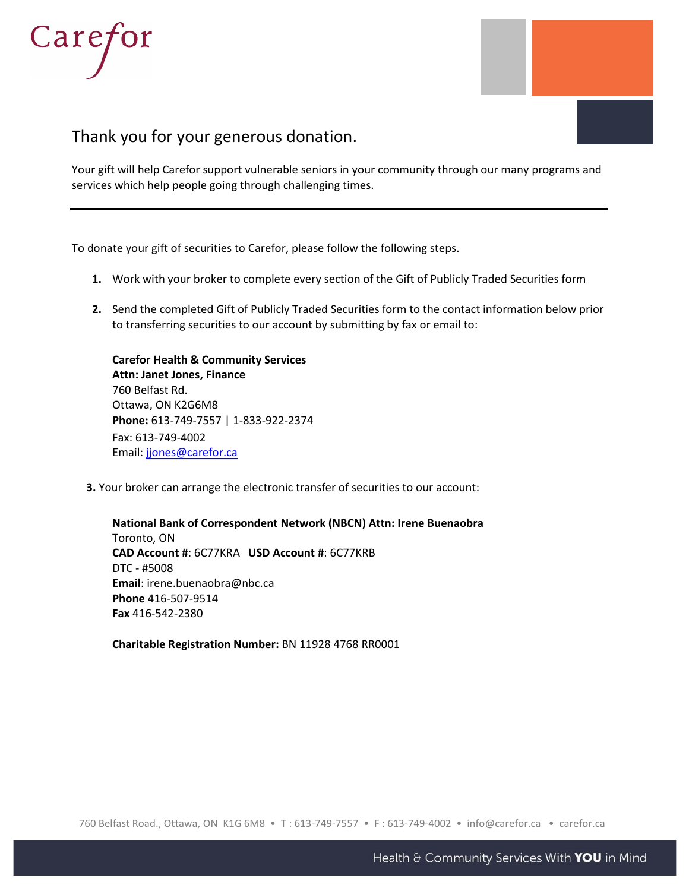Carefor

## Thank you for your generous donation.

Your gift will help Carefor support vulnerable seniors in your community through our many programs and services which help people going through challenging times.

---

To donate your gift of securities to Carefor, please follow the following steps.

1. Work with your broker to complete every section of the Gift of Publicly Traded Securities form

2. Send the completed Gift of Publicly Traded Securities form to the contact information below prior to transferring securities to our account by submitting by fax or email to:

   **Carefor Health & Community Services**
   **Attn: Janet Jones, Finance**
   760 Belfast Rd.
   Ottawa, ON K2G6M8
   **Phone:** 613-749-7557 | 1-833-922-2374
   Fax: 613-749-4002
   Email: jjones@carefor.ca

3. Your broker can arrange the electronic transfer of securities to our account:

   **National Bank of Correspondent Network (NBCN) Attn: Irene Buenaobra**
   Toronto, ON
   **CAD Account #**: 6C77KRA **USD Account #**: 6C77KRB
   DTC - #5008
   **Email**: irene.buenaobra@nbc.ca
   **Phone** 416-507-9514
   **Fax** 416-542-2380

   **Charitable Registration Number:** BN 11928 4768 RR0001

760 Belfast Road., Ottawa, ON K1G 6M8 • T : 613-749-7557 • F : 613-749-4002 • info@carefor.ca • carefor.ca

Health & Community Services With **YOU** in Mind